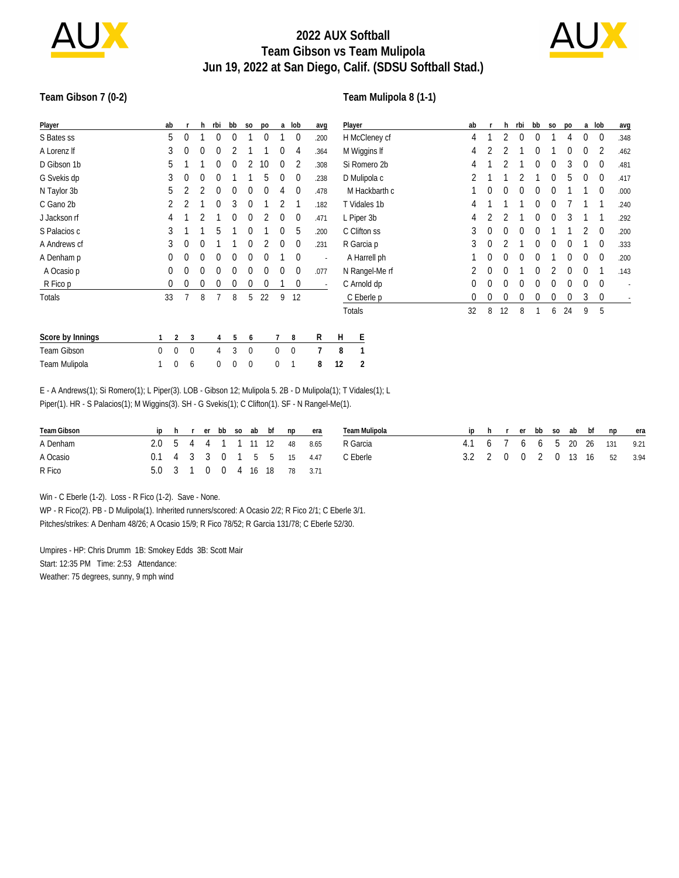# 2022 AUX Softball
## Team Gibson vs Team Mulipola
## Jun 19, 2022 at San Diego, Calif. (SDSU Softball Stad.)

### Team Gibson 7 (0-2)

| Player | ab | r | h | rbi | bb | so | po | a | lob | avg |
|---|---|---|---|---|---|---|---|---|---|---|
| S Bates ss | 5 | 0 | 1 | 0 | 0 | 1 | 0 | 1 | 0 | .200 |
| A Lorenz lf | 3 | 0 | 0 | 0 | 2 | 1 | 1 | 0 | 4 | .364 |
| D Gibson 1b | 5 | 1 | 1 | 0 | 0 | 2 | 10 | 0 | 2 | .308 |
| G Svekis dp | 3 | 0 | 0 | 0 | 1 | 1 | 5 | 0 | 0 | .238 |
| N Taylor 3b | 5 | 2 | 2 | 0 | 0 | 0 | 0 | 4 | 0 | .478 |
| C Gano 2b | 2 | 2 | 1 | 0 | 3 | 0 | 1 | 2 | 1 | .182 |
| J Jackson rf | 4 | 1 | 2 | 1 | 0 | 0 | 2 | 0 | 0 | .471 |
| S Palacios c | 3 | 1 | 1 | 5 | 1 | 0 | 1 | 0 | 5 | .200 |
| A Andrews cf | 3 | 0 | 0 | 1 | 1 | 0 | 2 | 0 | 0 | .231 |
| A Denham p | 0 | 0 | 0 | 0 | 0 | 0 | 0 | 1 | 0 | - |
| A Ocasio p | 0 | 0 | 0 | 0 | 0 | 0 | 0 | 0 | 0 | .077 |
| R Fico p | 0 | 0 | 0 | 0 | 0 | 0 | 0 | 1 | 0 | - |
| Totals | 33 | 7 | 8 | 7 | 8 | 5 | 22 | 9 | 12 | |

### Team Mulipola 8 (1-1)

| Player | ab | r | h | rbi | bb | so | po | a | lob | avg |
|---|---|---|---|---|---|---|---|---|---|---|
| H McCleney cf | 4 | 1 | 2 | 0 | 0 | 1 | 4 | 0 | 0 | .348 |
| M Wiggins lf | 4 | 2 | 2 | 1 | 0 | 1 | 0 | 0 | 2 | .462 |
| Si Romero 2b | 4 | 1 | 2 | 1 | 0 | 0 | 3 | 0 | 0 | .481 |
| D Mulipola c | 2 | 1 | 1 | 2 | 1 | 0 | 5 | 0 | 0 | .417 |
| M Hackbarth c | 1 | 0 | 0 | 0 | 0 | 0 | 1 | 1 | 0 | .000 |
| T Vidales 1b | 4 | 1 | 1 | 1 | 0 | 0 | 7 | 1 | 1 | .240 |
| L Piper 3b | 4 | 2 | 2 | 1 | 0 | 0 | 3 | 1 | 1 | .292 |
| C Clifton ss | 3 | 0 | 0 | 0 | 0 | 1 | 1 | 2 | 0 | .200 |
| R Garcia p | 3 | 0 | 2 | 1 | 0 | 0 | 0 | 1 | 0 | .333 |
| A Harrell ph | 1 | 0 | 0 | 0 | 0 | 1 | 0 | 0 | 0 | .200 |
| N Rangel-Me rf | 2 | 0 | 0 | 1 | 0 | 2 | 0 | 0 | 1 | .143 |
| C Arnold dp | 0 | 0 | 0 | 0 | 0 | 0 | 0 | 0 | 0 | - |
| C Eberle p | 0 | 0 | 0 | 0 | 0 | 0 | 0 | 3 | 0 | - |
| Totals | 32 | 8 | 12 | 8 | 1 | 6 | 24 | 9 | 5 | |

| Score by Innings | 1 | 2 | 3 | 4 | 5 | 6 | 7 | 8 | R | H | E |
|---|---|---|---|---|---|---|---|---|---|---|---|
| Team Gibson | 0 | 0 | 0 | 4 | 3 | 0 | 0 | 0 | 7 | 8 | 1 |
| Team Mulipola | 1 | 0 | 6 | 0 | 0 | 0 | 0 | 1 | 8 | 12 | 2 |

E - A Andrews(1); Si Romero(1); L Piper(3). LOB - Gibson 12; Mulipola 5. 2B - D Mulipola(1); T Vidales(1); L Piper(1). HR - S Palacios(1); M Wiggins(3). SH - G Svekis(1); C Clifton(1). SF - N Rangel-Me(1).

| Team Gibson | ip | h | r | er | bb | so | ab | bf | np | era |
|---|---|---|---|---|---|---|---|---|---|---|
| A Denham | 2.0 | 5 | 4 | 4 | 1 | 1 | 11 | 12 | 48 | 8.65 |
| A Ocasio | 0.1 | 4 | 3 | 3 | 0 | 1 | 5 | 5 | 15 | 4.47 |
| R Fico | 5.0 | 3 | 1 | 0 | 0 | 4 | 16 | 18 | 78 | 3.71 |

| Team Mulipola | ip | h | r | er | bb | so | ab | bf | np | era |
|---|---|---|---|---|---|---|---|---|---|---|
| R Garcia | 4.1 | 6 | 7 | 6 | 6 | 5 | 20 | 26 | 131 | 9.21 |
| C Eberle | 3.2 | 2 | 0 | 0 | 2 | 0 | 13 | 16 | 52 | 3.94 |

Win - C Eberle (1-2). Loss - R Fico (1-2). Save - None.
WP - R Fico(2). PB - D Mulipola(1). Inherited runners/scored: A Ocasio 2/2; R Fico 2/1; C Eberle 3/1.
Pitches/strikes: A Denham 48/26; A Ocasio 15/9; R Fico 78/52; R Garcia 131/78; C Eberle 52/30.

Umpires - HP: Chris Drumm 1B: Smokey Edds 3B: Scott Mair
Start: 12:35 PM Time: 2:53 Attendance:
Weather: 75 degrees, sunny, 9 mph wind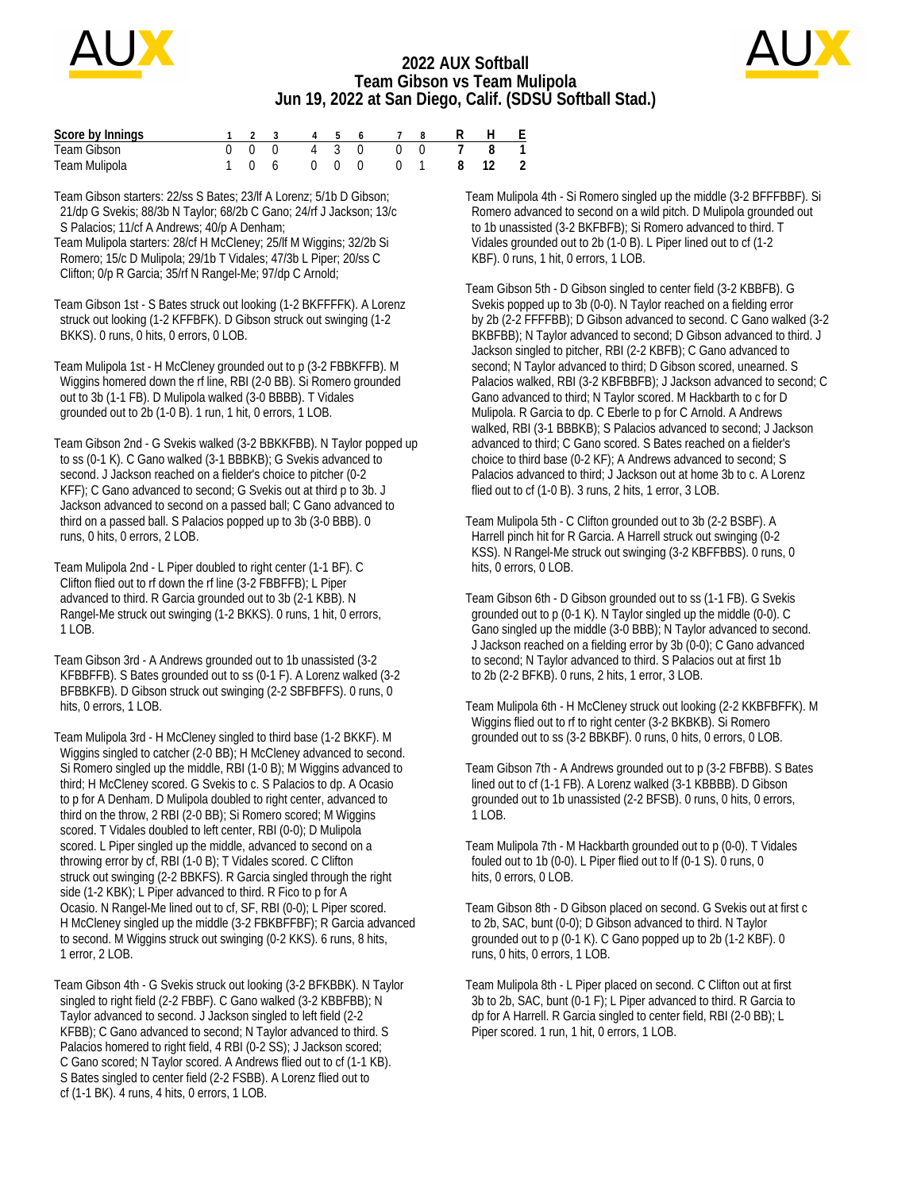# 2022 AUX Softball
## Team Gibson vs Team Mulipola
### Jun 19, 2022 at San Diego, Calif. (SDSU Softball Stad.)

| Score by Innings | 1 | 2 | 3 | 4 | 5 | 6 | 7 | 8 | R | H | E |
|---|---|---|---|---|---|---|---|---|---|---|---|
| Team Gibson | 0 | 0 | 0 | 4 | 3 | 0 | 0 | 0 | 7 | 8 | 1 |
| Team Mulipola | 1 | 0 | 6 | 0 | 0 | 0 | 0 | 1 | 8 | 12 | 2 |

Team Gibson starters: 22/ss S Bates; 23/lf A Lorenz; 5/1b D Gibson; 21/dp G Svekis; 88/3b N Taylor; 68/2b C Gano; 24/rf J Jackson; 13/c S Palacios; 11/cf A Andrews; 40/p A Denham;

Team Mulipola starters: 28/cf H McCleney; 25/lf M Wiggins; 32/2b Si Romero; 15/c D Mulipola; 29/1b T Vidales; 47/3b L Piper; 20/ss C Clifton; 0/p R Garcia; 35/rf N Rangel-Me; 97/dp C Arnold;

Team Gibson 1st - S Bates struck out looking (1-2 BKFFFFK). A Lorenz struck out looking (1-2 KFFBFK). D Gibson struck out swinging (1-2 BKKS). 0 runs, 0 hits, 0 errors, 0 LOB.

Team Mulipola 1st - H McCleney grounded out to p (3-2 FBBKFFB). M Wiggins homered down the rf line, RBI (2-0 BB). Si Romero grounded out to 3b (1-1 FB). D Mulipola walked (3-0 BBBB). T Vidales grounded out to 2b (1-0 B). 1 run, 1 hit, 0 errors, 1 LOB.

Team Gibson 2nd - G Svekis walked (3-2 BBKKFBB). N Taylor popped up to ss (0-1 K). C Gano walked (3-1 BBBKB); G Svekis advanced to second. J Jackson reached on a fielder's choice to pitcher (0-2 KFF); C Gano advanced to second; G Svekis out at third p to 3b. J Jackson advanced to second on a passed ball; C Gano advanced to third on a passed ball. S Palacios popped up to 3b (3-0 BBB). 0 runs, 0 hits, 0 errors, 2 LOB.

Team Mulipola 2nd - L Piper doubled to right center (1-1 BF). C Clifton flied out to rf down the rf line (3-2 FBBFFB); L Piper advanced to third. R Garcia grounded out to 3b (2-1 KBB). N Rangel-Me struck out swinging (1-2 BKKS). 0 runs, 1 hit, 0 errors, 1 LOB.

Team Gibson 3rd - A Andrews grounded out to 1b unassisted (3-2 KFBBFFB). S Bates grounded out to ss (0-1 F). A Lorenz walked (3-2 BFBBKFB). D Gibson struck out swinging (2-2 SBFBFFS). 0 runs, 0 hits, 0 errors, 1 LOB.

Team Mulipola 3rd - H McCleney singled to third base (1-2 BKKF). M Wiggins singled to catcher (2-0 BB); H McCleney advanced to second. Si Romero singled up the middle, RBI (1-0 B); M Wiggins advanced to third; H McCleney scored. G Svekis to c. S Palacios to dp. A Ocasio to p for A Denham. D Mulipola doubled to right center, advanced to third on the throw, 2 RBI (2-0 BB); Si Romero scored; M Wiggins scored. T Vidales doubled to left center, RBI (0-0); D Mulipola scored. L Piper singled up the middle, advanced to second on a throwing error by cf, RBI (1-0 B); T Vidales scored. C Clifton struck out swinging (2-2 BBKFS). R Garcia singled through the right side (1-2 KBK); L Piper advanced to third. R Fico to p for A Ocasio. N Rangel-Me lined out to cf, SF, RBI (0-0); L Piper scored. H McCleney singled up the middle (3-2 FBKBFFBF); R Garcia advanced to second. M Wiggins struck out swinging (0-2 KKS). 6 runs, 8 hits, 1 error, 2 LOB.

Team Gibson 4th - G Svekis struck out looking (3-2 BFKBBK). N Taylor singled to right field (2-2 FBBF). C Gano walked (3-2 KBBFBB); N Taylor advanced to second. J Jackson singled to left field (2-2 KFBB); C Gano advanced to second; N Taylor advanced to third. S Palacios homered to right field, 4 RBI (0-2 SS); J Jackson scored; C Gano scored; N Taylor scored. A Andrews flied out to cf (1-1 KB). S Bates singled to center field (2-2 FSBB). A Lorenz flied out to cf (1-1 BK). 4 runs, 4 hits, 0 errors, 1 LOB.

Team Mulipola 4th - Si Romero singled up the middle (3-2 BFFFBBF). Si Romero advanced to second on a wild pitch. D Mulipola grounded out to 1b unassisted (3-2 BKFBFB); Si Romero advanced to third. T Vidales grounded out to 2b (1-0 B). L Piper lined out to cf (1-2 KBF). 0 runs, 1 hit, 0 errors, 1 LOB.

Team Gibson 5th - D Gibson singled to center field (3-2 KBBFB). G Svekis popped up to 3b (0-0). N Taylor reached on a fielding error by 2b (2-2 FFFFBB); D Gibson advanced to second. C Gano walked (3-2 BKBFBB); N Taylor advanced to second; D Gibson advanced to third. J Jackson singled to pitcher, RBI (2-2 KBFB); C Gano advanced to second; N Taylor advanced to third; D Gibson scored, unearned. S Palacios walked, RBI (3-2 KBFBBFB); J Jackson advanced to second; C Gano advanced to third; N Taylor scored. M Hackbarth to c for D Mulipola. R Garcia to dp. C Eberle to p for C Arnold. A Andrews walked, RBI (3-1 BBBKB); S Palacios advanced to second; J Jackson advanced to third; C Gano scored. S Bates reached on a fielder's choice to third base (0-2 KF); A Andrews advanced to second; S Palacios advanced to third; J Jackson out at home 3b to c. A Lorenz flied out to cf (1-0 B). 3 runs, 2 hits, 1 error, 3 LOB.

Team Mulipola 5th - C Clifton grounded out to 3b (2-2 BSBF). A Harrell pinch hit for R Garcia. A Harrell struck out swinging (0-2 KSS). N Rangel-Me struck out swinging (3-2 KBFFBBS). 0 runs, 0 hits, 0 errors, 0 LOB.

Team Gibson 6th - D Gibson grounded out to ss (1-1 FB). G Svekis grounded out to p (0-1 K). N Taylor singled up the middle (0-0). C Gano singled up the middle (3-0 BBB); N Taylor advanced to second. J Jackson reached on a fielding error by 3b (0-0); C Gano advanced to second; N Taylor advanced to third. S Palacios out at first 1b to 2b (2-2 BFKB). 0 runs, 2 hits, 1 error, 3 LOB.

Team Mulipola 6th - H McCleney struck out looking (2-2 KKBFBFFK). M Wiggins flied out to rf to right center (3-2 BKBKB). Si Romero grounded out to ss (3-2 BBKBF). 0 runs, 0 hits, 0 errors, 0 LOB.

Team Gibson 7th - A Andrews grounded out to p (3-2 FBFBB). S Bates lined out to cf (1-1 FB). A Lorenz walked (3-1 KBBBB). D Gibson grounded out to 1b unassisted (2-2 BFSB). 0 runs, 0 hits, 0 errors, 1 LOB.

Team Mulipola 7th - M Hackbarth grounded out to p (0-0). T Vidales fouled out to 1b (0-0). L Piper flied out to lf (0-1 S). 0 runs, 0 hits, 0 errors, 0 LOB.

Team Gibson 8th - D Gibson placed on second. G Svekis out at first c to 2b, SAC, bunt (0-0); D Gibson advanced to third. N Taylor grounded out to p (0-1 K). C Gano popped up to 2b (1-2 KBF). 0 runs, 0 hits, 0 errors, 1 LOB.

Team Mulipola 8th - L Piper placed on second. C Clifton out at first 3b to 2b, SAC, bunt (0-1 F); L Piper advanced to third. R Garcia to dp for A Harrell. R Garcia singled to center field, RBI (2-0 BB); L Piper scored. 1 run, 1 hit, 0 errors, 1 LOB.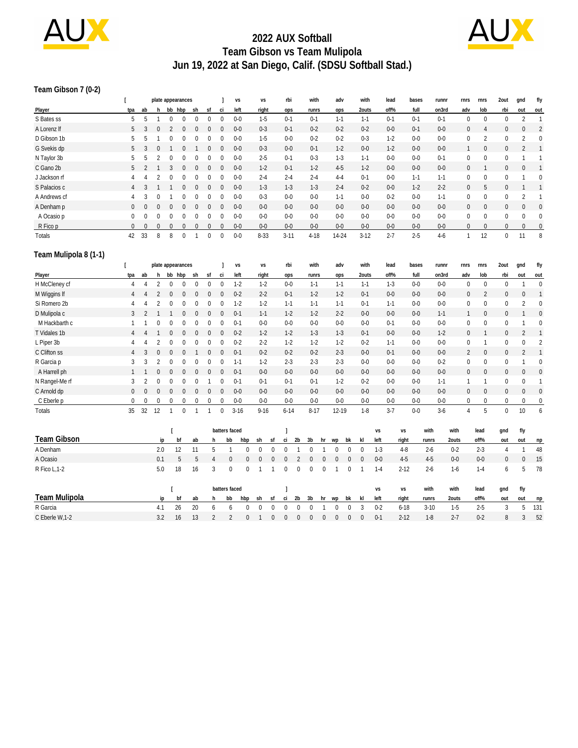# 2022 AUX Softball
# Team Gibson vs Team Mulipola
# Jun 19, 2022 at San Diego, Calif. (SDSU Softball Stad.)

## Team Gibson 7 (0-2)

| | [ | | | plate appearances | | | | ] | vs | vs | rbi | with | adv | with | lead | bases | runnr | rnrs | rnrs | 2out | gnd | fly |
|---|---|---|---|---|---|---|---|---|---|---|---|---|---|---|---|---|---|---|---|---|---|---|
| Player | tpa | ab | h | bb | hbp | sh | sf | ci | left | right | ops | runrs | ops | 2outs | off% | full | on3rd | adv | lob | rbi | out | out |
| S Bates ss | 5 | 5 | 1 | 0 | 0 | 0 | 0 | 0 | 0-0 | 1-5 | 0-1 | 0-1 | 1-1 | 1-1 | 0-1 | 0-1 | 0-1 | 0 | 0 | 0 | 2 | 1 |
| A Lorenz lf | 5 | 3 | 0 | 2 | 0 | 0 | 0 | 0 | 0-0 | 0-3 | 0-1 | 0-2 | 0-2 | 0-2 | 0-0 | 0-1 | 0-0 | 0 | 4 | 0 | 0 | 2 |
| D Gibson 1b | 5 | 5 | 1 | 0 | 0 | 0 | 0 | 0 | 0-0 | 1-5 | 0-0 | 0-2 | 0-2 | 0-3 | 1-2 | 0-0 | 0-0 | 0 | 2 | 0 | 2 | 0 |
| G Svekis dp | 5 | 3 | 0 | 1 | 0 | 1 | 0 | 0 | 0-0 | 0-3 | 0-0 | 0-1 | 1-2 | 0-0 | 1-2 | 0-0 | 0-0 | 1 | 0 | 0 | 2 | 1 |
| N Taylor 3b | 5 | 5 | 2 | 0 | 0 | 0 | 0 | 0 | 0-0 | 2-5 | 0-1 | 0-3 | 1-3 | 1-1 | 0-0 | 0-0 | 0-1 | 0 | 0 | 0 | 1 | 1 |
| C Gano 2b | 5 | 2 | 1 | 3 | 0 | 0 | 0 | 0 | 0-0 | 1-2 | 0-1 | 1-2 | 4-5 | 1-2 | 0-0 | 0-0 | 0-0 | 0 | 1 | 0 | 0 | 1 |
| J Jackson rf | 4 | 4 | 2 | 0 | 0 | 0 | 0 | 0 | 0-0 | 2-4 | 2-4 | 2-4 | 4-4 | 0-1 | 0-0 | 1-1 | 1-1 | 0 | 0 | 0 | 1 | 0 |
| S Palacios c | 4 | 3 | 1 | 1 | 0 | 0 | 0 | 0 | 0-0 | 1-3 | 1-3 | 1-3 | 2-4 | 0-2 | 0-0 | 1-2 | 2-2 | 0 | 5 | 0 | 1 | 1 |
| A Andrews cf | 4 | 3 | 0 | 1 | 0 | 0 | 0 | 0 | 0-0 | 0-3 | 0-0 | 0-0 | 1-1 | 0-0 | 0-2 | 0-0 | 1-1 | 0 | 0 | 0 | 2 | 1 |
| A Denham p | 0 | 0 | 0 | 0 | 0 | 0 | 0 | 0 | 0-0 | 0-0 | 0-0 | 0-0 | 0-0 | 0-0 | 0-0 | 0-0 | 0-0 | 0 | 0 | 0 | 0 | 0 |
| A Ocasio p | 0 | 0 | 0 | 0 | 0 | 0 | 0 | 0 | 0-0 | 0-0 | 0-0 | 0-0 | 0-0 | 0-0 | 0-0 | 0-0 | 0-0 | 0 | 0 | 0 | 0 | 0 |
| R Fico p | 0 | 0 | 0 | 0 | 0 | 0 | 0 | 0 | 0-0 | 0-0 | 0-0 | 0-0 | 0-0 | 0-0 | 0-0 | 0-0 | 0-0 | 0 | 0 | 0 | 0 | 0 |
| Totals | 42 | 33 | 8 | 8 | 0 | 1 | 0 | 0 | 0-0 | 8-33 | 3-11 | 4-18 | 14-24 | 3-12 | 2-7 | 2-5 | 4-6 | 1 | 12 | 0 | 11 | 8 |

## Team Mulipola 8 (1-1)

| | [ | | | plate appearances | | | | ] | vs | vs | rbi | with | adv | with | lead | bases | runnr | rnrs | rnrs | 2out | gnd | fly |
|---|---|---|---|---|---|---|---|---|---|---|---|---|---|---|---|---|---|---|---|---|---|---|
| Player | tpa | ab | h | bb | hbp | sh | sf | ci | left | right | ops | runrs | ops | 2outs | off% | full | on3rd | adv | lob | rbi | out | out |
| H McCleney cf | 4 | 4 | 2 | 0 | 0 | 0 | 0 | 0 | 1-2 | 1-2 | 0-0 | 1-1 | 1-1 | 1-1 | 1-3 | 0-0 | 0-0 | 0 | 0 | 0 | 1 | 0 |
| M Wiggins lf | 4 | 4 | 2 | 0 | 0 | 0 | 0 | 0 | 0-2 | 2-2 | 0-1 | 1-2 | 1-2 | 0-1 | 0-0 | 0-0 | 0-0 | 0 | 2 | 0 | 0 | 1 |
| Si Romero 2b | 4 | 4 | 2 | 0 | 0 | 0 | 0 | 0 | 1-2 | 1-2 | 1-1 | 1-1 | 1-1 | 0-1 | 1-1 | 0-0 | 0-0 | 0 | 0 | 0 | 2 | 0 |
| D Mulipola c | 3 | 2 | 1 | 1 | 0 | 0 | 0 | 0 | 0-1 | 1-1 | 1-2 | 1-2 | 2-2 | 0-0 | 0-0 | 0-0 | 1-1 | 1 | 0 | 0 | 1 | 0 |
| M Hackbarth c | 1 | 1 | 0 | 0 | 0 | 0 | 0 | 0 | 0-1 | 0-0 | 0-0 | 0-0 | 0-0 | 0-0 | 0-1 | 0-0 | 0-0 | 0 | 0 | 0 | 1 | 0 |
| T Vidales 1b | 4 | 4 | 1 | 0 | 0 | 0 | 0 | 0 | 0-2 | 1-2 | 1-2 | 1-3 | 1-3 | 0-1 | 0-0 | 0-0 | 1-2 | 0 | 1 | 0 | 2 | 1 |
| L Piper 3b | 4 | 4 | 2 | 0 | 0 | 0 | 0 | 0 | 0-2 | 2-2 | 1-2 | 1-2 | 1-2 | 0-2 | 1-1 | 0-0 | 0-0 | 0 | 1 | 0 | 0 | 2 |
| C Clifton ss | 4 | 3 | 0 | 0 | 0 | 1 | 0 | 0 | 0-1 | 0-2 | 0-2 | 0-2 | 2-3 | 0-0 | 0-1 | 0-0 | 0-0 | 2 | 0 | 0 | 2 | 1 |
| R Garcia p | 3 | 3 | 2 | 0 | 0 | 0 | 0 | 0 | 1-1 | 1-2 | 2-3 | 2-3 | 2-3 | 0-0 | 0-0 | 0-0 | 0-2 | 0 | 0 | 0 | 1 | 0 |
| A Harrell ph | 1 | 1 | 0 | 0 | 0 | 0 | 0 | 0 | 0-1 | 0-0 | 0-0 | 0-0 | 0-0 | 0-0 | 0-0 | 0-0 | 0-0 | 0 | 0 | 0 | 0 | 0 |
| N Rangel-Me rf | 3 | 2 | 0 | 0 | 0 | 0 | 1 | 0 | 0-1 | 0-1 | 0-1 | 0-1 | 1-2 | 0-2 | 0-0 | 0-0 | 1-1 | 1 | 1 | 0 | 0 | 1 |
| C Arnold dp | 0 | 0 | 0 | 0 | 0 | 0 | 0 | 0 | 0-0 | 0-0 | 0-0 | 0-0 | 0-0 | 0-0 | 0-0 | 0-0 | 0-0 | 0 | 0 | 0 | 0 | 0 |
| C Eberle p | 0 | 0 | 0 | 0 | 0 | 0 | 0 | 0 | 0-0 | 0-0 | 0-0 | 0-0 | 0-0 | 0-0 | 0-0 | 0-0 | 0-0 | 0 | 0 | 0 | 0 | 0 |
| Totals | 35 | 32 | 12 | 1 | 0 | 1 | 1 | 0 | 3-16 | 9-16 | 6-14 | 8-17 | 12-19 | 1-8 | 3-7 | 0-0 | 3-6 | 4 | 5 | 0 | 10 | 6 |

| | | [ | | | batters faced | | | | | | | | ] | | | | vs | vs | with | with | lead | gnd | fly | |
|---|---|---|---|---|---|---|---|---|---|---|---|---|---|---|---|---|---|---|---|---|---|---|---|---|
| **Team Gibson** | ip | bf | ab | h | bb | hbp | sh | sf | ci | 2b | 3b | hr | wp | bk | kl | | left | right | runrs | 2outs | off% | out | out | np |
| A Denham | 2.0 | 12 | 11 | 5 | 1 | 0 | 0 | 0 | 0 | 1 | 0 | 1 | 0 | 0 | 0 | | 1-3 | 4-8 | 2-6 | 0-2 | 2-3 | 4 | 1 | 48 |
| A Ocasio | 0.1 | 5 | 5 | 4 | 0 | 0 | 0 | 0 | 0 | 2 | 0 | 0 | 0 | 0 | 0 | | 0-0 | 4-5 | 4-5 | 0-0 | 0-0 | 0 | 0 | 15 |
| R Fico L,1-2 | 5.0 | 18 | 16 | 3 | 0 | 0 | 1 | 1 | 0 | 0 | 0 | 0 | 1 | 0 | 1 | | 1-4 | 2-12 | 2-6 | 1-6 | 1-4 | 6 | 5 | 78 |

| | | [ | | | batters faced | | | | | | | | ] | | | | vs | vs | with | with | lead | gnd | fly | |
|---|---|---|---|---|---|---|---|---|---|---|---|---|---|---|---|---|---|---|---|---|---|---|---|---|
| **Team Mulipola** | ip | bf | ab | h | bb | hbp | sh | sf | ci | 2b | 3b | hr | wp | bk | kl | | left | right | runrs | 2outs | off% | out | out | np |
| R Garcia | 4.1 | 26 | 20 | 6 | 6 | 0 | 0 | 0 | 0 | 0 | 0 | 1 | 0 | 0 | 3 | | 0-2 | 6-18 | 3-10 | 1-5 | 2-5 | 3 | 5 | 131 |
| C Eberle W,1-2 | 3.2 | 16 | 13 | 2 | 2 | 0 | 1 | 0 | 0 | 0 | 0 | 0 | 0 | 0 | 0 | | 0-1 | 2-12 | 1-8 | 2-7 | 0-2 | 8 | 3 | 52 |